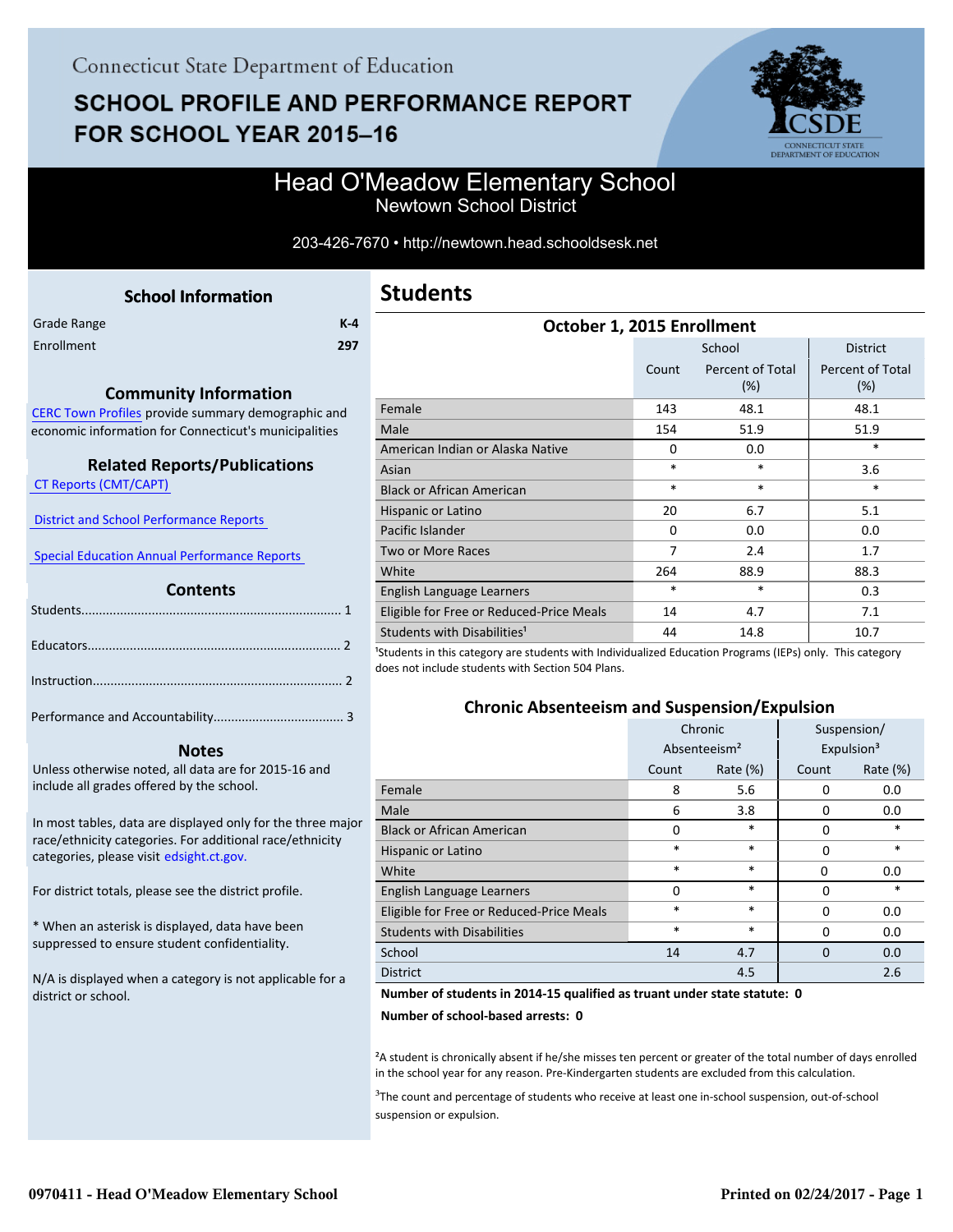Connecticut State Department of Education

# SCHOOL PROFILE AND PERFORMANCE REPORT FOR SCHOOL YEAR 2015–16

## Head O'Meadow Elementary School

Newtown School District

203-426-7670 • http://newtown.head.schoolsdesk.net

### School Information

| | |
|---|---|
| Grade Range | K-4 |
| Enrollment | 297 |

### Community Information

CERC Town Profiles provide summary demographic and economic information for Connecticut's municipalities

### Related Reports/Publications

CT Reports (CMT/CAPT)

District and School Performance Reports

Special Education Annual Performance Reports

### Contents

Students........................................................................ 1

Educators...................................................................... 2

Instruction...................................................................... 2

Performance and Accountability.................................... 3

### Notes

Unless otherwise noted, all data are for 2015-16 and include all grades offered by the school.

In most tables, data are displayed only for the three major race/ethnicity categories. For additional race/ethnicity categories, please visit edsight.ct.gov.

For district totals, please see the district profile.

* When an asterisk is displayed, data have been suppressed to ensure student confidentiality.

N/A is displayed when a category is not applicable for a district or school.

## Students

### October 1, 2015 Enrollment

| | School | | District |
|---|---|---|---|
| | Count | Percent of Total (%) | Percent of Total (%) |
| Female | 143 | 48.1 | 48.1 |
| Male | 154 | 51.9 | 51.9 |
| American Indian or Alaska Native | 0 | 0.0 | * |
| Asian | * | * | 3.6 |
| Black or African American | * | * | * |
| Hispanic or Latino | 20 | 6.7 | 5.1 |
| Pacific Islander | 0 | 0.0 | 0.0 |
| Two or More Races | 7 | 2.4 | 1.7 |
| White | 264 | 88.9 | 88.3 |
| English Language Learners | * | * | 0.3 |
| Eligible for Free or Reduced-Price Meals | 14 | 4.7 | 7.1 |
| Students with Disabilities[1] | 44 | 14.8 | 10.7 |

[1]Students in this category are students with Individualized Education Programs (IEPs) only. This category does not include students with Section 504 Plans.

### Chronic Absenteeism and Suspension/Expulsion

| | Chronic Absenteeism[2] | | Suspension/ Expulsion[3] | |
|---|---|---|---|---|
| | Count | Rate (%) | Count | Rate (%) |
| Female | 8 | 5.6 | 0 | 0.0 |
| Male | 6 | 3.8 | 0 | 0.0 |
| Black or African American | 0 | * | 0 | * |
| Hispanic or Latino | * | * | 0 | * |
| White | * | * | 0 | 0.0 |
| English Language Learners | 0 | * | 0 | * |
| Eligible for Free or Reduced-Price Meals | * | * | 0 | 0.0 |
| Students with Disabilities | * | * | 0 | 0.0 |
| School | 14 | 4.7 | 0 | 0.0 |
| District | | 4.5 | | 2.6 |

**Number of students in 2014-15 qualified as truant under state statute: 0**

**Number of school-based arrests: 0**

[2]A student is chronically absent if he/she misses ten percent or greater of the total number of days enrolled in the school year for any reason. Pre-Kindergarten students are excluded from this calculation.

[3]The count and percentage of students who receive at least one in-school suspension, out-of-school suspension or expulsion.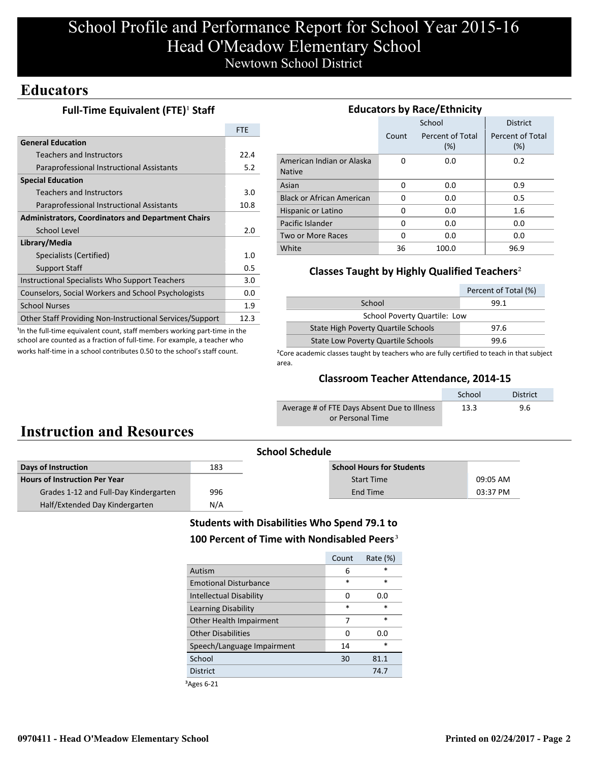# School Profile and Performance Report for School Year 2015-16
# Head O'Meadow Elementary School
## Newtown School District

## Educators

### Full-Time Equivalent (FTE)[1] Staff

| | FTE |
|---|---|
| **General Education** | |
| Teachers and Instructors | 22.4 |
| Paraprofessional Instructional Assistants | 5.2 |
| **Special Education** | |
| Teachers and Instructors | 3.0 |
| Paraprofessional Instructional Assistants | 10.8 |
| **Administrators, Coordinators and Department Chairs** | |
| School Level | 2.0 |
| **Library/Media** | |
| Specialists (Certified) | 1.0 |
| Support Staff | 0.5 |
| Instructional Specialists Who Support Teachers | 3.0 |
| Counselors, Social Workers and School Psychologists | 0.0 |
| School Nurses | 1.9 |
| Other Staff Providing Non-Instructional Services/Support | 12.3 |

[1]In the full-time equivalent count, staff members working part-time in the school are counted as a fraction of full-time. For example, a teacher who works half-time in a school contributes 0.50 to the school's staff count.

### Educators by Race/Ethnicity

| | School | | District |
|---|---|---|---|
| | Count | Percent of Total (%) | Percent of Total (%) |
| American Indian or Alaska Native | 0 | 0.0 | 0.2 |
| Asian | 0 | 0.0 | 0.9 |
| Black or African American | 0 | 0.0 | 0.5 |
| Hispanic or Latino | 0 | 0.0 | 1.6 |
| Pacific Islander | 0 | 0.0 | 0.0 |
| Two or More Races | 0 | 0.0 | 0.0 |
| White | 36 | 100.0 | 96.9 |

### Classes Taught by Highly Qualified Teachers[2]

| | Percent of Total (%) |
|---|---|
| School | 99.1 |
| School Poverty Quartile: Low | |
| State High Poverty Quartile Schools | 97.6 |
| State Low Poverty Quartile Schools | 99.6 |

[2]Core academic classes taught by teachers who are fully certified to teach in that subject area.

### Classroom Teacher Attendance, 2014-15

| | School | District |
|---|---|---|
| Average # of FTE Days Absent Due to Illness or Personal Time | 13.3 | 9.6 |

## Instruction and Resources

### School Schedule

| | |
|---|---|
| **Days of Instruction** | 183 |
| **Hours of Instruction Per Year** | |
| Grades 1-12 and Full-Day Kindergarten | 996 |
| Half/Extended Day Kindergarten | N/A |

| **School Hours for Students** | |
|---|---|
| Start Time | 09:05 AM |
| End Time | 03:37 PM |

### Students with Disabilities Who Spend 79.1 to 100 Percent of Time with Nondisabled Peers[3]

| | Count | Rate (%) |
|---|---|---|
| Autism | 6 | * |
| Emotional Disturbance | * | * |
| Intellectual Disability | 0 | 0.0 |
| Learning Disability | * | * |
| Other Health Impairment | 7 | * |
| Other Disabilities | 0 | 0.0 |
| Speech/Language Impairment | 14 | * |
| School | 30 | 81.1 |
| District | | 74.7 |

[3]Ages 6-21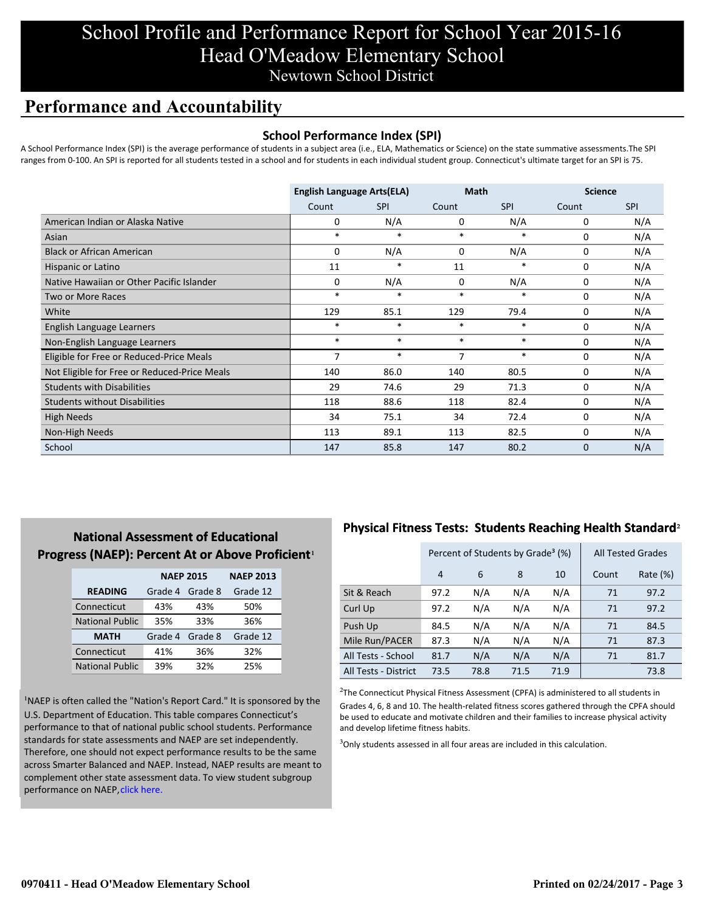# School Profile and Performance Report for School Year 2015-16
# Head O'Meadow Elementary School
## Newtown School District

## Performance and Accountability

### School Performance Index (SPI)

A School Performance Index (SPI) is the average performance of students in a subject area (i.e., ELA, Mathematics or Science) on the state summative assessments.The SPI ranges from 0-100. An SPI is reported for all students tested in a school and for students in each individual student group. Connecticut's ultimate target for an SPI is 75.

| | English Language Arts(ELA) | | Math | | Science | |
|---|---|---|---|---|---|---|
| | Count | SPI | Count | SPI | Count | SPI |
| American Indian or Alaska Native | 0 | N/A | 0 | N/A | 0 | N/A |
| Asian | * | * | * | * | 0 | N/A |
| Black or African American | 0 | N/A | 0 | N/A | 0 | N/A |
| Hispanic or Latino | 11 | * | 11 | * | 0 | N/A |
| Native Hawaiian or Other Pacific Islander | 0 | N/A | 0 | N/A | 0 | N/A |
| Two or More Races | * | * | * | * | 0 | N/A |
| White | 129 | 85.1 | 129 | 79.4 | 0 | N/A |
| English Language Learners | * | * | * | * | 0 | N/A |
| Non-English Language Learners | * | * | * | * | 0 | N/A |
| Eligible for Free or Reduced-Price Meals | 7 | * | 7 | * | 0 | N/A |
| Not Eligible for Free or Reduced-Price Meals | 140 | 86.0 | 140 | 80.5 | 0 | N/A |
| Students with Disabilities | 29 | 74.6 | 29 | 71.3 | 0 | N/A |
| Students without Disabilities | 118 | 88.6 | 118 | 82.4 | 0 | N/A |
| High Needs | 34 | 75.1 | 34 | 72.4 | 0 | N/A |
| Non-High Needs | 113 | 89.1 | 113 | 82.5 | 0 | N/A |
| School | 147 | 85.8 | 147 | 80.2 | 0 | N/A |

### National Assessment of Educational Progress (NAEP): Percent At or Above Proficient[1]

| | NAEP 2015 | | NAEP 2013 |
|---|---|---|---|
| **READING** | Grade 4 | Grade 8 | Grade 12 |
| Connecticut | 43% | 43% | 50% |
| National Public | 35% | 33% | 36% |
| **MATH** | Grade 4 | Grade 8 | Grade 12 |
| Connecticut | 41% | 36% | 32% |
| National Public | 39% | 32% | 25% |

[1]NAEP is often called the "Nation's Report Card." It is sponsored by the U.S. Department of Education. This table compares Connecticut's performance to that of national public school students. Performance standards for state assessments and NAEP are set independently. Therefore, one should not expect performance results to be the same across Smarter Balanced and NAEP. Instead, NAEP results are meant to complement other state assessment data. To view student subgroup performance on NAEP, click here.

### Physical Fitness Tests: Students Reaching Health Standard[2]

| | Percent of Students by Grade[3] (%) | | | | All Tested Grades | |
|---|---|---|---|---|---|---|
| | 4 | 6 | 8 | 10 | Count | Rate (%) |
| Sit & Reach | 97.2 | N/A | N/A | N/A | 71 | 97.2 |
| Curl Up | 97.2 | N/A | N/A | N/A | 71 | 97.2 |
| Push Up | 84.5 | N/A | N/A | N/A | 71 | 84.5 |
| Mile Run/PACER | 87.3 | N/A | N/A | N/A | 71 | 87.3 |
| All Tests - School | 81.7 | N/A | N/A | N/A | 71 | 81.7 |
| All Tests - District | 73.5 | 78.8 | 71.5 | 71.9 | | 73.8 |

[2]The Connecticut Physical Fitness Assessment (CPFA) is administered to all students in Grades 4, 6, 8 and 10. The health-related fitness scores gathered through the CPFA should be used to educate and motivate children and their families to increase physical activity and develop lifetime fitness habits.

[3]Only students assessed in all four areas are included in this calculation.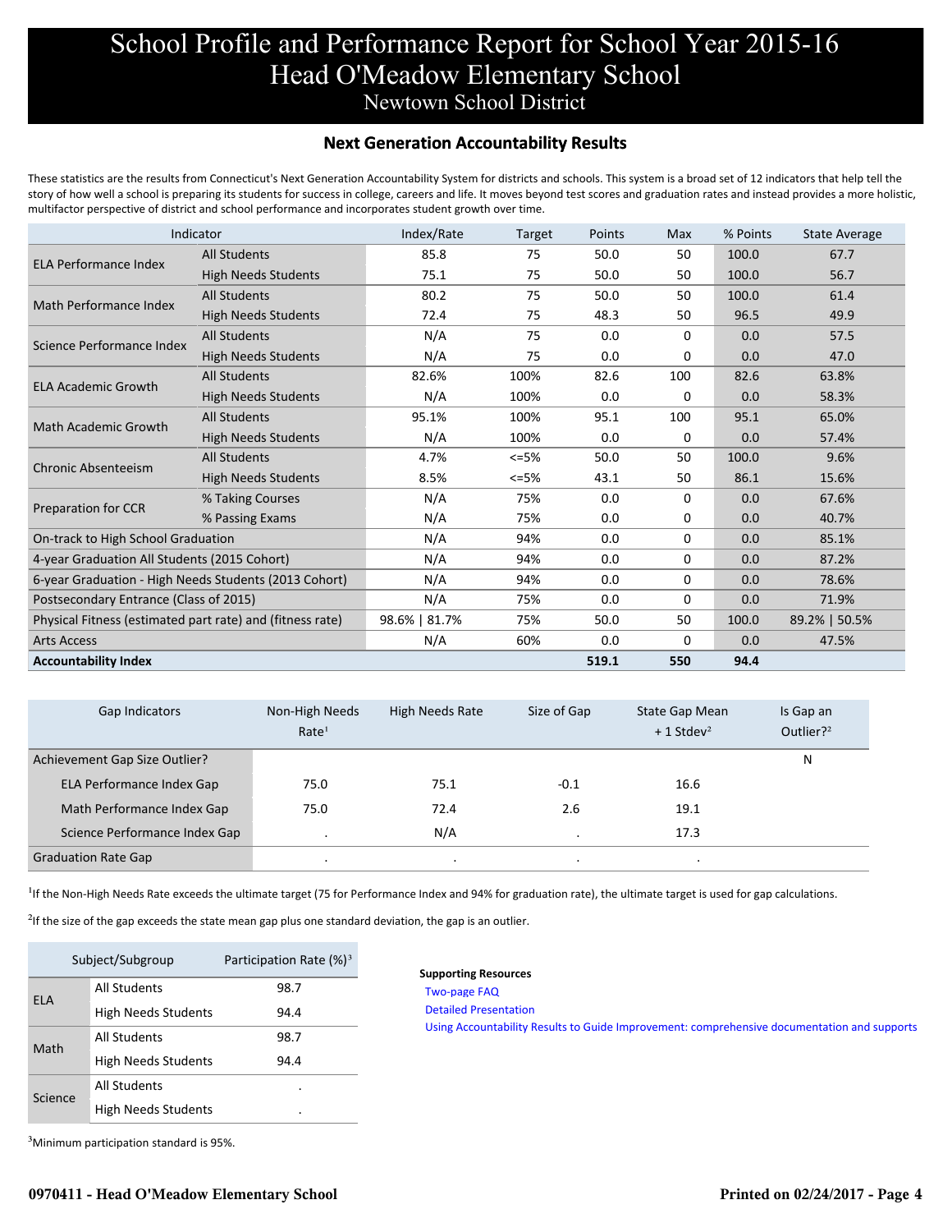# School Profile and Performance Report for School Year 2015-16
# Head O'Meadow Elementary School
## Newtown School District

### Next Generation Accountability Results

These statistics are the results from Connecticut's Next Generation Accountability System for districts and schools. This system is a broad set of 12 indicators that help tell the story of how well a school is preparing its students for success in college, careers and life. It moves beyond test scores and graduation rates and instead provides a more holistic, multifactor perspective of district and school performance and incorporates student growth over time.

| Indicator | | Index/Rate | Target | Points | Max | % Points | State Average |
|---|---|---|---|---|---|---|---|
| ELA Performance Index | All Students | 85.8 | 75 | 50.0 | 50 | 100.0 | 67.7 |
| | High Needs Students | 75.1 | 75 | 50.0 | 50 | 100.0 | 56.7 |
| Math Performance Index | All Students | 80.2 | 75 | 50.0 | 50 | 100.0 | 61.4 |
| | High Needs Students | 72.4 | 75 | 48.3 | 50 | 96.5 | 49.9 |
| Science Performance Index | All Students | N/A | 75 | 0.0 | 0 | 0.0 | 57.5 |
| | High Needs Students | N/A | 75 | 0.0 | 0 | 0.0 | 47.0 |
| ELA Academic Growth | All Students | 82.6% | 100% | 82.6 | 100 | 82.6 | 63.8% |
| | High Needs Students | N/A | 100% | 0.0 | 0 | 0.0 | 58.3% |
| Math Academic Growth | All Students | 95.1% | 100% | 95.1 | 100 | 95.1 | 65.0% |
| | High Needs Students | N/A | 100% | 0.0 | 0 | 0.0 | 57.4% |
| Chronic Absenteeism | All Students | 4.7% | <=5% | 50.0 | 50 | 100.0 | 9.6% |
| | High Needs Students | 8.5% | <=5% | 43.1 | 50 | 86.1 | 15.6% |
| Preparation for CCR | % Taking Courses | N/A | 75% | 0.0 | 0 | 0.0 | 67.6% |
| | % Passing Exams | N/A | 75% | 0.0 | 0 | 0.0 | 40.7% |
| On-track to High School Graduation | | N/A | 94% | 0.0 | 0 | 0.0 | 85.1% |
| 4-year Graduation All Students (2015 Cohort) | | N/A | 94% | 0.0 | 0 | 0.0 | 87.2% |
| 6-year Graduation - High Needs Students (2013 Cohort) | | N/A | 94% | 0.0 | 0 | 0.0 | 78.6% |
| Postsecondary Entrance (Class of 2015) | | N/A | 75% | 0.0 | 0 | 0.0 | 71.9% |
| Physical Fitness (estimated part rate) and (fitness rate) | | 98.6% \| 81.7% | 75% | 50.0 | 50 | 100.0 | 89.2% \| 50.5% |
| Arts Access | | N/A | 60% | 0.0 | 0 | 0.0 | 47.5% |
| **Accountability Index** | | | | **519.1** | **550** | **94.4** | |

| Gap Indicators | Non-High Needs Rate[1] | High Needs Rate | Size of Gap | State Gap Mean + 1 Stdev[2] | Is Gap an Outlier?[2] |
|---|---|---|---|---|---|
| Achievement Gap Size Outlier? | | | | | N |
| ELA Performance Index Gap | 75.0 | 75.1 | -0.1 | 16.6 | |
| Math Performance Index Gap | 75.0 | 72.4 | 2.6 | 19.1 | |
| Science Performance Index Gap | . | N/A | . | 17.3 | |
| Graduation Rate Gap | . | . | . | . | |

[1]If the Non-High Needs Rate exceeds the ultimate target (75 for Performance Index and 94% for graduation rate), the ultimate target is used for gap calculations.

[2]If the size of the gap exceeds the state mean gap plus one standard deviation, the gap is an outlier.

| Subject/Subgroup | | Participation Rate (%)[3] |
|---|---|---|
| ELA | All Students | 98.7 |
| | High Needs Students | 94.4 |
| Math | All Students | 98.7 |
| | High Needs Students | 94.4 |
| Science | All Students | . |
| | High Needs Students | . |

[3]Minimum participation standard is 95%.

**Supporting Resources**

- Two-page FAQ
- Detailed Presentation
- Using Accountability Results to Guide Improvement: comprehensive documentation and supports